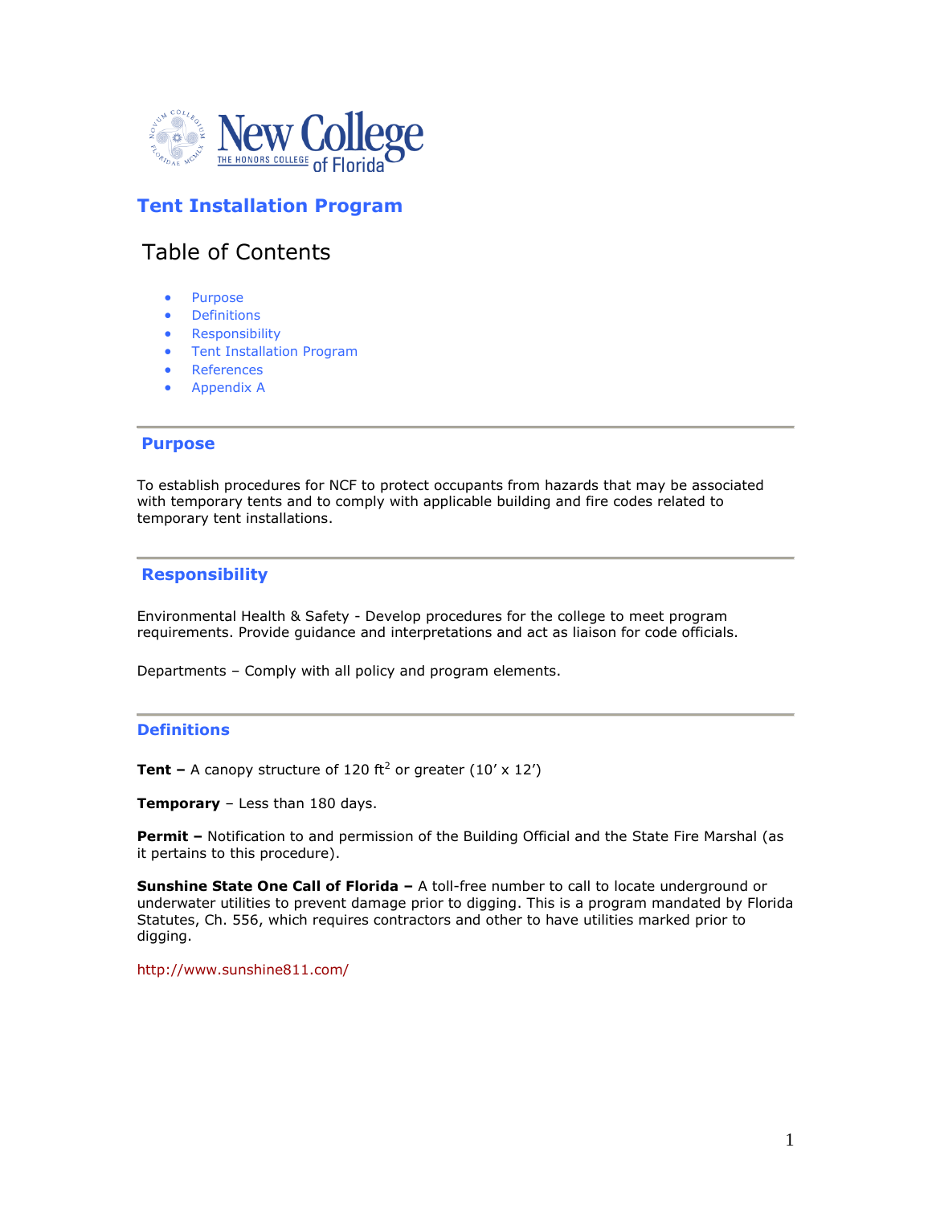# Tent Installation Program

## Table of Contents

- Purpose
- Definitions
- Responsibility
- Tent Installation Program
- References
- Appendix A

---

## Purpose

To establish procedures for NCF to protect occupants from hazards that may be associated with temporary tents and to comply with applicable building and fire codes related to temporary tent installations.

---

## Responsibility

Environmental Health & Safety - Develop procedures for the college to meet program requirements. Provide guidance and interpretations and act as liaison for code officials.

Departments – Comply with all policy and program elements.

---

## Definitions

**Tent –** A canopy structure of 120 $ft^2$ or greater (10' x 12')

**Temporary** – Less than 180 days.

**Permit –** Notification to and permission of the Building Official and the State Fire Marshal (as it pertains to this procedure).

**Sunshine State One Call of Florida –** A toll-free number to call to locate underground or underwater utilities to prevent damage prior to digging. This is a program mandated by Florida Statutes, Ch. 556, which requires contractors and other to have utilities marked prior to digging.

http://www.sunshine811.com/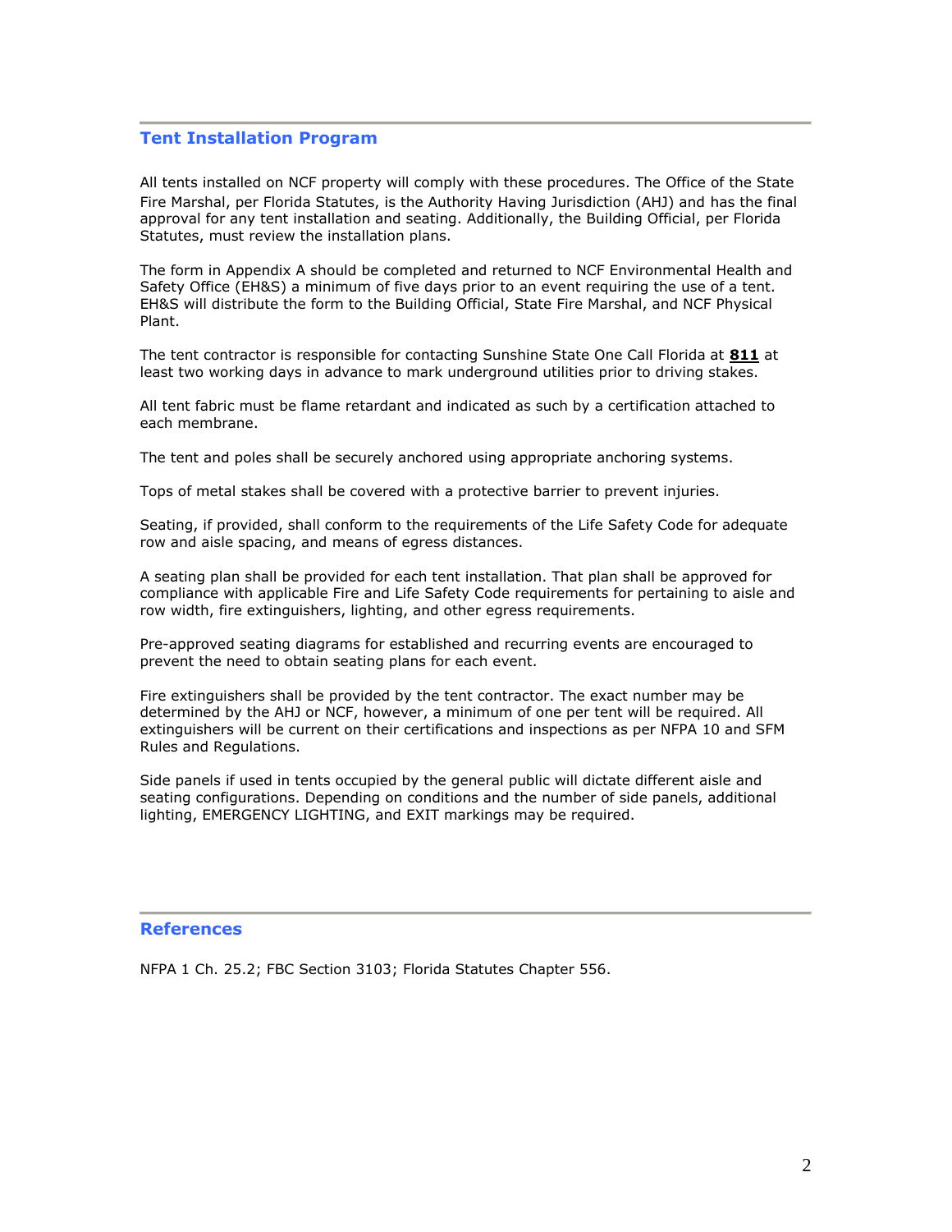## Tent Installation Program

All tents installed on NCF property will comply with these procedures. The Office of the State Fire Marshal, per Florida Statutes, is the Authority Having Jurisdiction (AHJ) and has the final approval for any tent installation and seating. Additionally, the Building Official, per Florida Statutes, must review the installation plans.

The form in Appendix A should be completed and returned to NCF Environmental Health and Safety Office (EH&S) a minimum of five days prior to an event requiring the use of a tent. EH&S will distribute the form to the Building Official, State Fire Marshal, and NCF Physical Plant.

The tent contractor is responsible for contacting Sunshine State One Call Florida at **811** at least two working days in advance to mark underground utilities prior to driving stakes.

All tent fabric must be flame retardant and indicated as such by a certification attached to each membrane.

The tent and poles shall be securely anchored using appropriate anchoring systems.

Tops of metal stakes shall be covered with a protective barrier to prevent injuries.

Seating, if provided, shall conform to the requirements of the Life Safety Code for adequate row and aisle spacing, and means of egress distances.

A seating plan shall be provided for each tent installation. That plan shall be approved for compliance with applicable Fire and Life Safety Code requirements for pertaining to aisle and row width, fire extinguishers, lighting, and other egress requirements.

Pre-approved seating diagrams for established and recurring events are encouraged to prevent the need to obtain seating plans for each event.

Fire extinguishers shall be provided by the tent contractor. The exact number may be determined by the AHJ or NCF, however, a minimum of one per tent will be required. All extinguishers will be current on their certifications and inspections as per NFPA 10 and SFM Rules and Regulations.

Side panels if used in tents occupied by the general public will dictate different aisle and seating configurations. Depending on conditions and the number of side panels, additional lighting, EMERGENCY LIGHTING, and EXIT markings may be required.

## References

NFPA 1 Ch. 25.2; FBC Section 3103; Florida Statutes Chapter 556.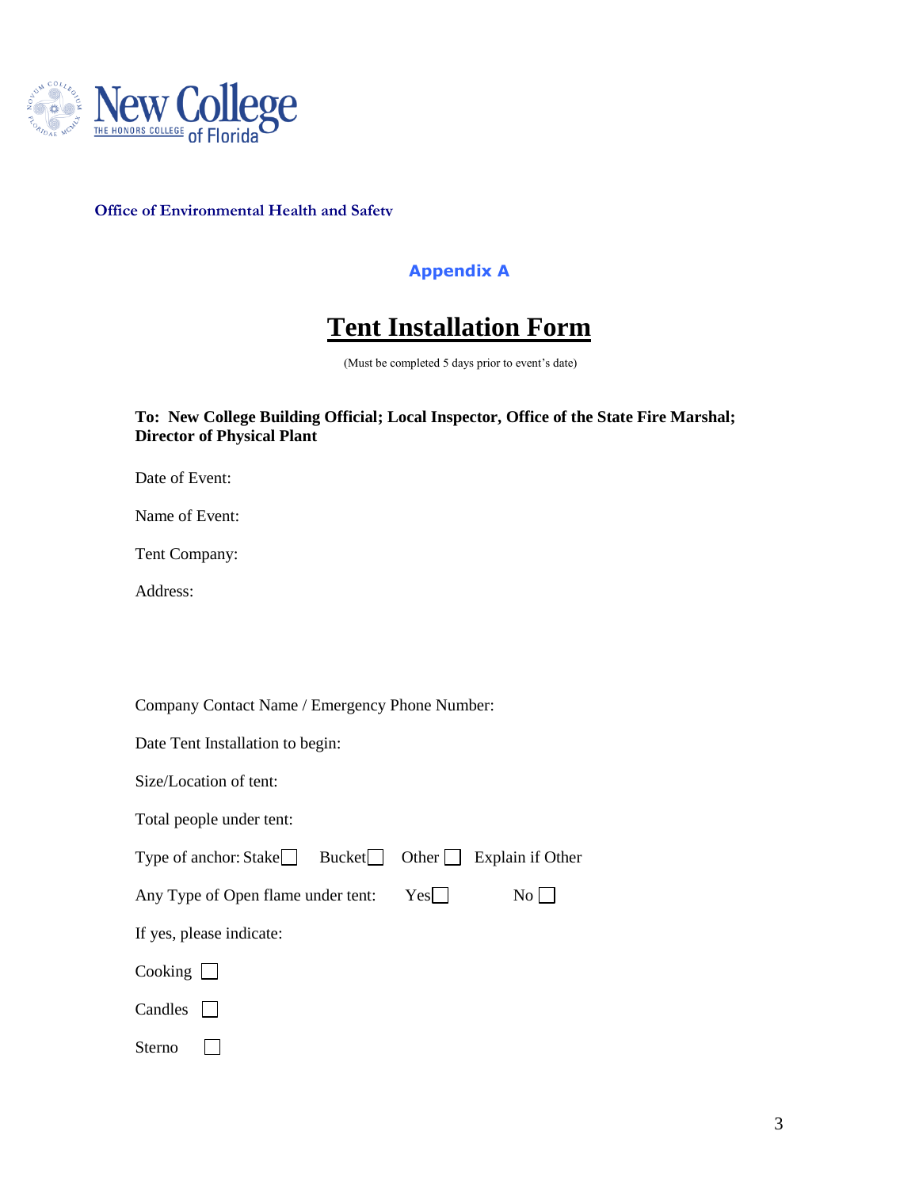New College THE HONORS COLLEGE of Florida

**Office of Environmental Health and Safety**

**Appendix A**

# Tent Installation Form

(Must be completed 5 days prior to event's date)

**To: New College Building Official; Local Inspector, Office of the State Fire Marshal; Director of Physical Plant**

Date of Event:

Name of Event:

Tent Company:

Address:

Company Contact Name / Emergency Phone Number:

Date Tent Installation to begin:

Size/Location of tent:

Total people under tent:

Type of anchor: Stake☐ Bucket☐ Other ☐ Explain if Other

Any Type of Open flame under tent: Yes☐ No ☐

If yes, please indicate:

Cooking ☐

Candles ☐

Sterno ☐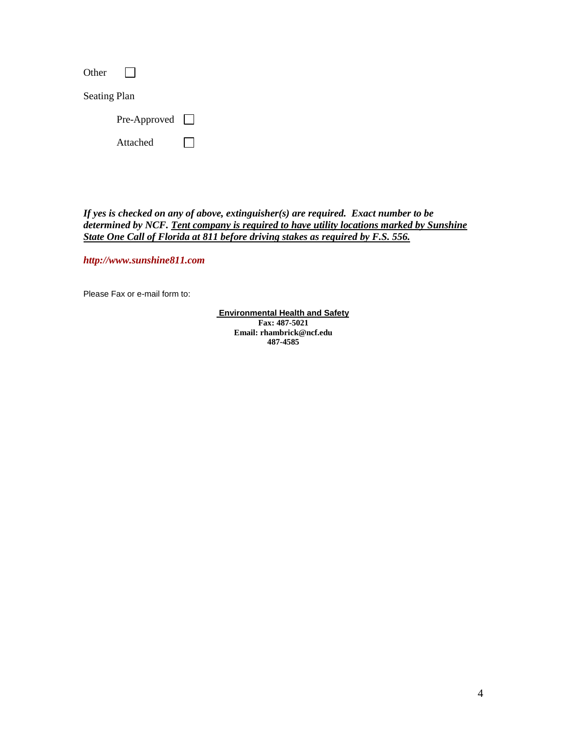Other ☐

Seating Plan

Pre-Approved ☐

Attached ☐

***If yes is checked on any of above, extinguisher(s) are required. Exact number to be determined by NCF. <u>Tent company is required to have utility locations marked by Sunshine State One Call of Florida at 811 before driving stakes as required by F.S. 556.</u>***

***http://www.sunshine811.com***

Please Fax or e-mail form to:

**<u>Environmental Health and Safety</u>**
**Fax: 487-5021**
**Email: rhambrick@ncf.edu**
**487-4585**